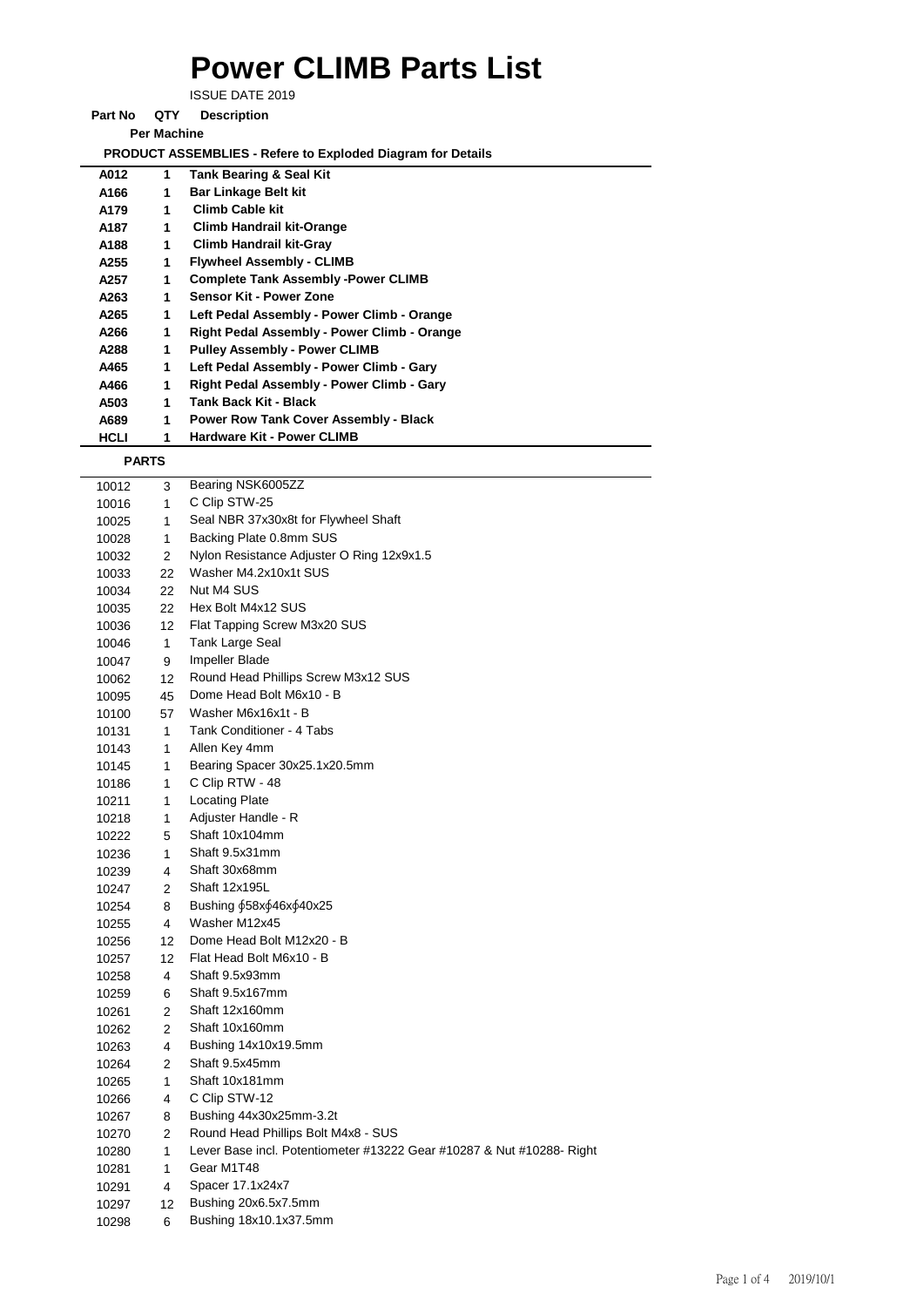# Power CLIMB Parts List

ISSUE DATE 2019

| Part No | QTY Per Machine | Description |
|---|---|---|
| **PRODUCT ASSEMBLIES - Refere to Exploded Diagram for Details** | | |
| **A012** | **1** | **Tank Bearing & Seal Kit** |
| **A166** | **1** | **Bar Linkage Belt kit** |
| **A179** | **1** | **Climb Cable kit** |
| **A187** | **1** | **Climb Handrail kit-Orange** |
| **A188** | **1** | **Climb Handrail kit-Gray** |
| **A255** | **1** | **Flywheel Assembly - CLIMB** |
| **A257** | **1** | **Complete Tank Assembly -Power CLIMB** |
| **A263** | **1** | **Sensor Kit - Power Zone** |
| **A265** | **1** | **Left Pedal Assembly - Power Climb - Orange** |
| **A266** | **1** | **Right Pedal Assembly - Power Climb - Orange** |
| **A288** | **1** | **Pulley Assembly - Power CLIMB** |
| **A465** | **1** | **Left Pedal Assembly - Power Climb - Gary** |
| **A466** | **1** | **Right Pedal Assembly - Power Climb - Gary** |
| **A503** | **1** | **Tank Back Kit - Black** |
| **A689** | **1** | **Power Row Tank Cover Assembly - Black** |
| **HCLI** | **1** | **Hardware Kit - Power CLIMB** |
| **PARTS** | | |
| 10012 | 3 | Bearing NSK6005ZZ |
| 10016 | 1 | C Clip STW-25 |
| 10025 | 1 | Seal NBR 37x30x8t for Flywheel Shaft |
| 10028 | 1 | Backing Plate 0.8mm SUS |
| 10032 | 2 | Nylon Resistance Adjuster O Ring 12x9x1.5 |
| 10033 | 22 | Washer M4.2x10x1t SUS |
| 10034 | 22 | Nut M4 SUS |
| 10035 | 22 | Hex Bolt M4x12 SUS |
| 10036 | 12 | Flat Tapping Screw M3x20 SUS |
| 10046 | 1 | Tank Large Seal |
| 10047 | 9 | Impeller Blade |
| 10062 | 12 | Round Head Phillips Screw M3x12 SUS |
| 10095 | 45 | Dome Head Bolt M6x10 - B |
| 10100 | 57 | Washer M6x16x1t - B |
| 10131 | 1 | Tank Conditioner - 4 Tabs |
| 10143 | 1 | Allen Key 4mm |
| 10145 | 1 | Bearing Spacer 30x25.1x20.5mm |
| 10186 | 1 | C Clip RTW - 48 |
| 10211 | 1 | Locating Plate |
| 10218 | 1 | Adjuster Handle - R |
| 10222 | 5 | Shaft 10x104mm |
| 10236 | 1 | Shaft 9.5x31mm |
| 10239 | 4 | Shaft 30x68mm |
| 10247 | 2 | Shaft 12x195L |
| 10254 | 8 | Bushing ∮58x∮46x∮40x25 |
| 10255 | 4 | Washer M12x45 |
| 10256 | 12 | Dome Head Bolt M12x20 - B |
| 10257 | 12 | Flat Head Bolt M6x10 - B |
| 10258 | 4 | Shaft 9.5x93mm |
| 10259 | 6 | Shaft 9.5x167mm |
| 10261 | 2 | Shaft 12x160mm |
| 10262 | 2 | Shaft 10x160mm |
| 10263 | 4 | Bushing 14x10x19.5mm |
| 10264 | 2 | Shaft 9.5x45mm |
| 10265 | 1 | Shaft 10x181mm |
| 10266 | 4 | C Clip STW-12 |
| 10267 | 8 | Bushing 44x30x25mm-3.2t |
| 10270 | 2 | Round Head Phillips Bolt M4x8 - SUS |
| 10280 | 1 | Lever Base incl. Potentiometer #13222 Gear #10287 & Nut #10288- Right |
| 10281 | 1 | Gear M1T48 |
| 10291 | 4 | Spacer 17.1x24x7 |
| 10297 | 12 | Bushing 20x6.5x7.5mm |
| 10298 | 6 | Bushing 18x10.1x37.5mm |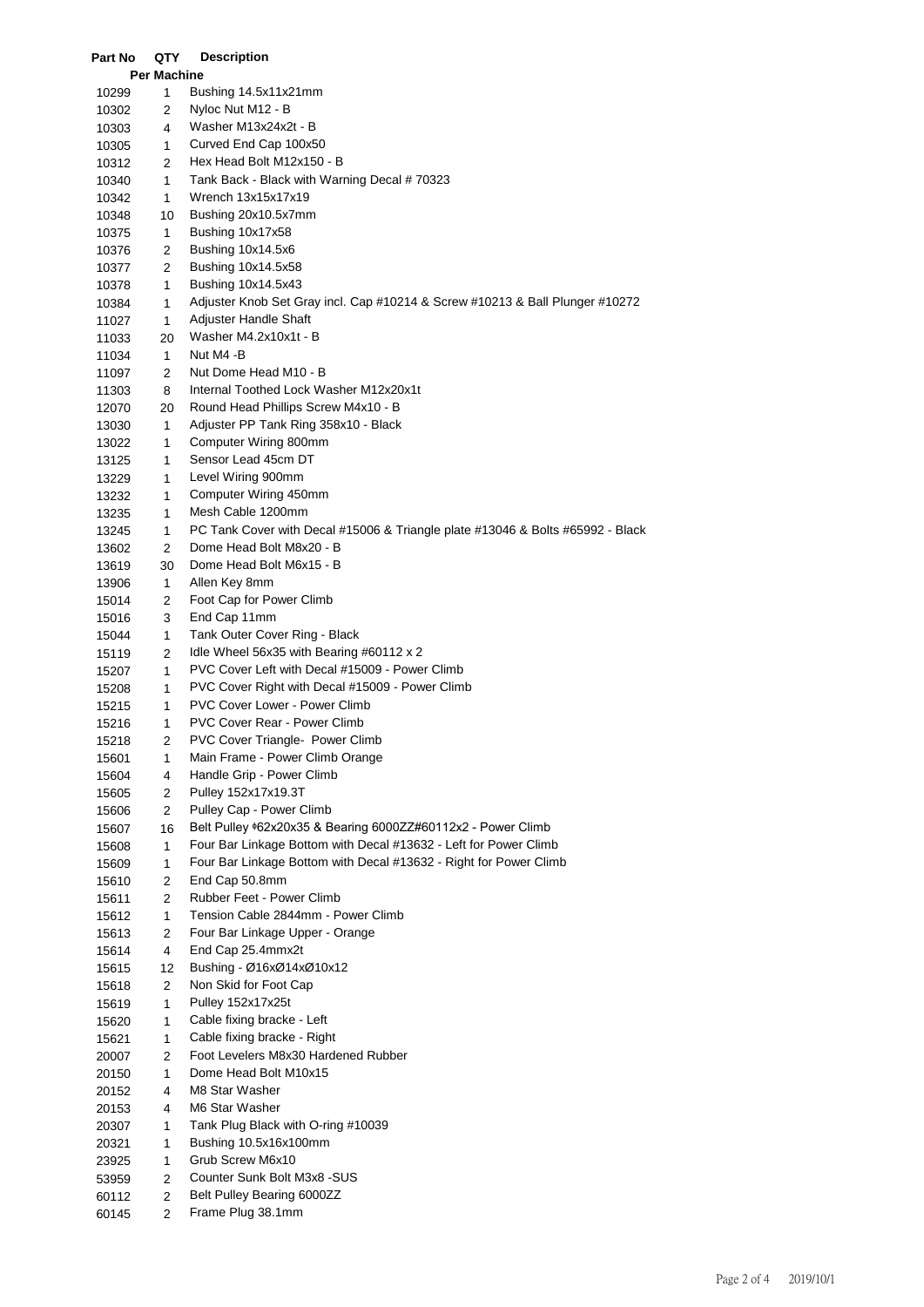| Part No | QTY Per Machine | Description |
|---|---|---|
| 10299 | 1 | Bushing 14.5x11x21mm |
| 10302 | 2 | Nyloc Nut M12 - B |
| 10303 | 4 | Washer M13x24x2t - B |
| 10305 | 1 | Curved End Cap 100x50 |
| 10312 | 2 | Hex Head Bolt M12x150 - B |
| 10340 | 1 | Tank Back - Black with Warning Decal # 70323 |
| 10342 | 1 | Wrench 13x15x17x19 |
| 10348 | 10 | Bushing 20x10.5x7mm |
| 10375 | 1 | Bushing 10x17x58 |
| 10376 | 2 | Bushing 10x14.5x6 |
| 10377 | 2 | Bushing 10x14.5x58 |
| 10378 | 1 | Bushing 10x14.5x43 |
| 10384 | 1 | Adjuster Knob Set Gray incl. Cap #10214 & Screw #10213 & Ball Plunger #10272 |
| 11027 | 1 | Adjuster Handle Shaft |
| 11033 | 20 | Washer M4.2x10x1t - B |
| 11034 | 1 | Nut M4 -B |
| 11097 | 2 | Nut Dome Head M10 - B |
| 11303 | 8 | Internal Toothed Lock Washer M12x20x1t |
| 12070 | 20 | Round Head Phillips Screw M4x10 - B |
| 13030 | 1 | Adjuster PP Tank Ring 358x10 - Black |
| 13022 | 1 | Computer Wiring 800mm |
| 13125 | 1 | Sensor Lead 45cm DT |
| 13229 | 1 | Level Wiring 900mm |
| 13232 | 1 | Computer Wiring 450mm |
| 13235 | 1 | Mesh Cable 1200mm |
| 13245 | 1 | PC Tank Cover with Decal #15006 & Triangle plate #13046 & Bolts #65992 - Black |
| 13602 | 2 | Dome Head Bolt M8x20 - B |
| 13619 | 30 | Dome Head Bolt M6x15 - B |
| 13906 | 1 | Allen Key 8mm |
| 15014 | 2 | Foot Cap for Power Climb |
| 15016 | 3 | End Cap 11mm |
| 15044 | 1 | Tank Outer Cover Ring - Black |
| 15119 | 2 | Idle Wheel 56x35 with Bearing #60112 x 2 |
| 15207 | 1 | PVC Cover Left with Decal #15009 - Power Climb |
| 15208 | 1 | PVC Cover Right with Decal #15009 - Power Climb |
| 15215 | 1 | PVC Cover Lower - Power Climb |
| 15216 | 1 | PVC Cover Rear - Power Climb |
| 15218 | 2 | PVC Cover Triangle- Power Climb |
| 15601 | 1 | Main Frame - Power Climb Orange |
| 15604 | 4 | Handle Grip - Power Climb |
| 15605 | 2 | Pulley 152x17x19.3T |
| 15606 | 2 | Pulley Cap - Power Climb |
| 15607 | 16 | Belt Pulley ϕ62x20x35 & Bearing 6000ZZ#60112x2 - Power Climb |
| 15608 | 1 | Four Bar Linkage Bottom with Decal #13632 - Left for Power Climb |
| 15609 | 1 | Four Bar Linkage Bottom with Decal #13632 - Right for Power Climb |
| 15610 | 2 | End Cap 50.8mm |
| 15611 | 2 | Rubber Feet - Power Climb |
| 15612 | 1 | Tension Cable 2844mm - Power Climb |
| 15613 | 2 | Four Bar Linkage Upper - Orange |
| 15614 | 4 | End Cap 25.4mmx2t |
| 15615 | 12 | Bushing - Ø16xØ14xØ10x12 |
| 15618 | 2 | Non Skid for Foot Cap |
| 15619 | 1 | Pulley 152x17x25t |
| 15620 | 1 | Cable fixing bracke - Left |
| 15621 | 1 | Cable fixing bracke - Right |
| 20007 | 2 | Foot Levelers M8x30 Hardened Rubber |
| 20150 | 1 | Dome Head Bolt M10x15 |
| 20152 | 4 | M8 Star Washer |
| 20153 | 4 | M6 Star Washer |
| 20307 | 1 | Tank Plug Black with O-ring #10039 |
| 20321 | 1 | Bushing 10.5x16x100mm |
| 23925 | 1 | Grub Screw M6x10 |
| 53959 | 2 | Counter Sunk Bolt M3x8 -SUS |
| 60112 | 2 | Belt Pulley Bearing 6000ZZ |
| 60145 | 2 | Frame Plug 38.1mm |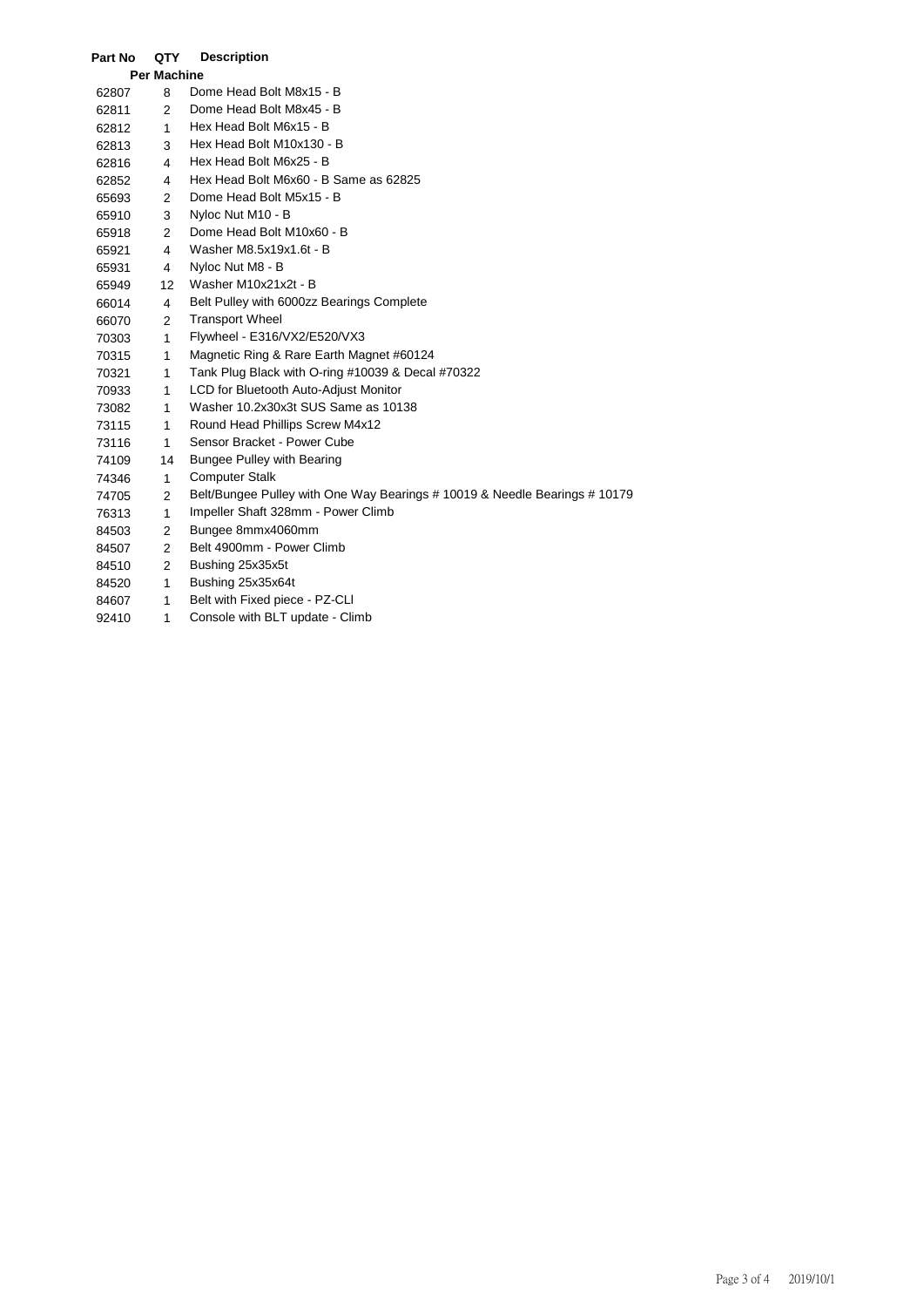| Part No | QTY Per Machine | Description |
|---|---|---|
| 62807 | 8 | Dome Head Bolt M8x15 - B |
| 62811 | 2 | Dome Head Bolt M8x45 - B |
| 62812 | 1 | Hex Head Bolt M6x15 - B |
| 62813 | 3 | Hex Head Bolt M10x130 - B |
| 62816 | 4 | Hex Head Bolt M6x25 - B |
| 62852 | 4 | Hex Head Bolt M6x60 - B Same as 62825 |
| 65693 | 2 | Dome Head Bolt M5x15 - B |
| 65910 | 3 | Nyloc Nut M10 - B |
| 65918 | 2 | Dome Head Bolt M10x60 - B |
| 65921 | 4 | Washer M8.5x19x1.6t - B |
| 65931 | 4 | Nyloc Nut M8 - B |
| 65949 | 12 | Washer M10x21x2t - B |
| 66014 | 4 | Belt Pulley with 6000zz Bearings Complete |
| 66070 | 2 | Transport Wheel |
| 70303 | 1 | Flywheel - E316/VX2/E520/VX3 |
| 70315 | 1 | Magnetic Ring & Rare Earth Magnet #60124 |
| 70321 | 1 | Tank Plug Black with O-ring #10039 & Decal #70322 |
| 70933 | 1 | LCD for Bluetooth Auto-Adjust Monitor |
| 73082 | 1 | Washer 10.2x30x3t SUS Same as 10138 |
| 73115 | 1 | Round Head Phillips Screw M4x12 |
| 73116 | 1 | Sensor Bracket - Power Cube |
| 74109 | 14 | Bungee Pulley with Bearing |
| 74346 | 1 | Computer Stalk |
| 74705 | 2 | Belt/Bungee Pulley with One Way Bearings # 10019 & Needle Bearings # 10179 |
| 76313 | 1 | Impeller Shaft 328mm - Power Climb |
| 84503 | 2 | Bungee 8mmx4060mm |
| 84507 | 2 | Belt 4900mm - Power Climb |
| 84510 | 2 | Bushing 25x35x5t |
| 84520 | 1 | Bushing 25x35x64t |
| 84607 | 1 | Belt with Fixed piece - PZ-CLI |
| 92410 | 1 | Console with BLT update - Climb |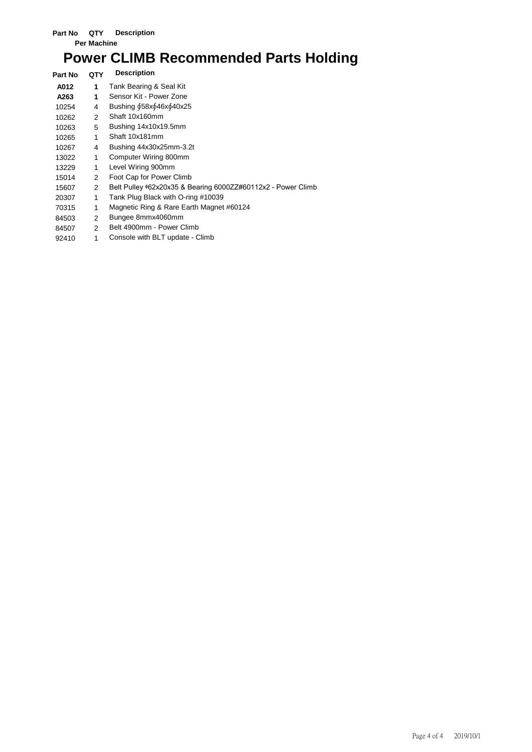**Part No** **QTY** **Description**
**Per Machine**

# Power CLIMB Recommended Parts Holding

| Part No | QTY | Description |
|---|---|---|
| **A012** | **1** | Tank Bearing & Seal Kit |
| **A263** | **1** | Sensor Kit - Power Zone |
| 10254 | 4 | Bushing ∮58x∮46x∮40x25 |
| 10262 | 2 | Shaft 10x160mm |
| 10263 | 5 | Bushing 14x10x19.5mm |
| 10265 | 1 | Shaft 10x181mm |
| 10267 | 4 | Bushing 44x30x25mm-3.2t |
| 13022 | 1 | Computer Wiring 800mm |
| 13229 | 1 | Level Wiring 900mm |
| 15014 | 2 | Foot Cap for Power Climb |
| 15607 | 2 | Belt Pulley ᶲ62x20x35 & Bearing 6000ZZ#60112x2 - Power Climb |
| 20307 | 1 | Tank Plug Black with O-ring #10039 |
| 70315 | 1 | Magnetic Ring & Rare Earth Magnet #60124 |
| 84503 | 2 | Bungee 8mmx4060mm |
| 84507 | 2 | Belt 4900mm - Power Climb |
| 92410 | 1 | Console with BLT update - Climb |